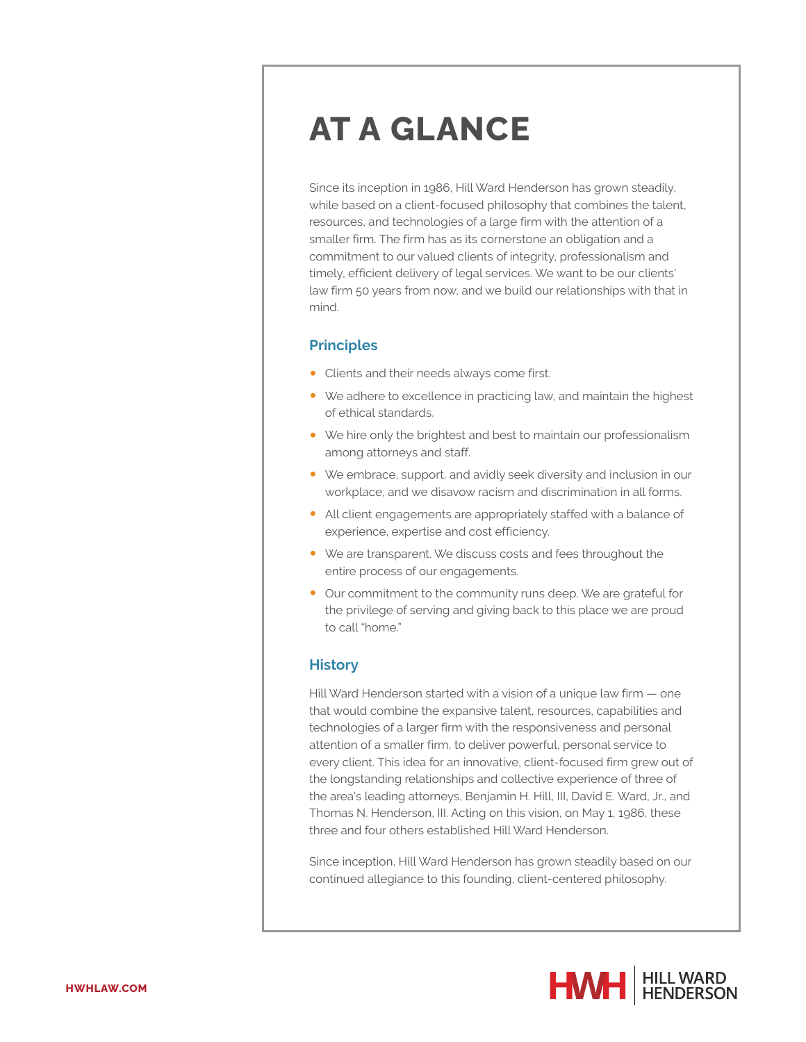# AT A GLANCE

Since its inception in 1986, Hill Ward Henderson has grown steadily, while based on a client-focused philosophy that combines the talent, resources, and technologies of a large firm with the attention of a smaller firm. The firm has as its cornerstone an obligation and a commitment to our valued clients of integrity, professionalism and timely, efficient delivery of legal services. We want to be our clients' law firm 50 years from now, and we build our relationships with that in mind.

## Principles

- Clients and their needs always come first.
- We adhere to excellence in practicing law, and maintain the highest of ethical standards.
- We hire only the brightest and best to maintain our professionalism among attorneys and staff.
- We embrace, support, and avidly seek diversity and inclusion in our workplace, and we disavow racism and discrimination in all forms.
- All client engagements are appropriately staffed with a balance of experience, expertise and cost efficiency.
- We are transparent. We discuss costs and fees throughout the entire process of our engagements.
- Our commitment to the community runs deep. We are grateful for the privilege of serving and giving back to this place we are proud to call "home."

## History

Hill Ward Henderson started with a vision of a unique law firm — one that would combine the expansive talent, resources, capabilities and technologies of a larger firm with the responsiveness and personal attention of a smaller firm, to deliver powerful, personal service to every client. This idea for an innovative, client-focused firm grew out of the longstanding relationships and collective experience of three of the area's leading attorneys, Benjamin H. Hill, III, David E. Ward, Jr., and Thomas N. Henderson, III. Acting on this vision, on May 1, 1986, these three and four others established Hill Ward Henderson.

Since inception, Hill Ward Henderson has grown steadily based on our continued allegiance to this founding, client-centered philosophy.

HWHLAW.COM

HWH | HILL WARD HENDERSON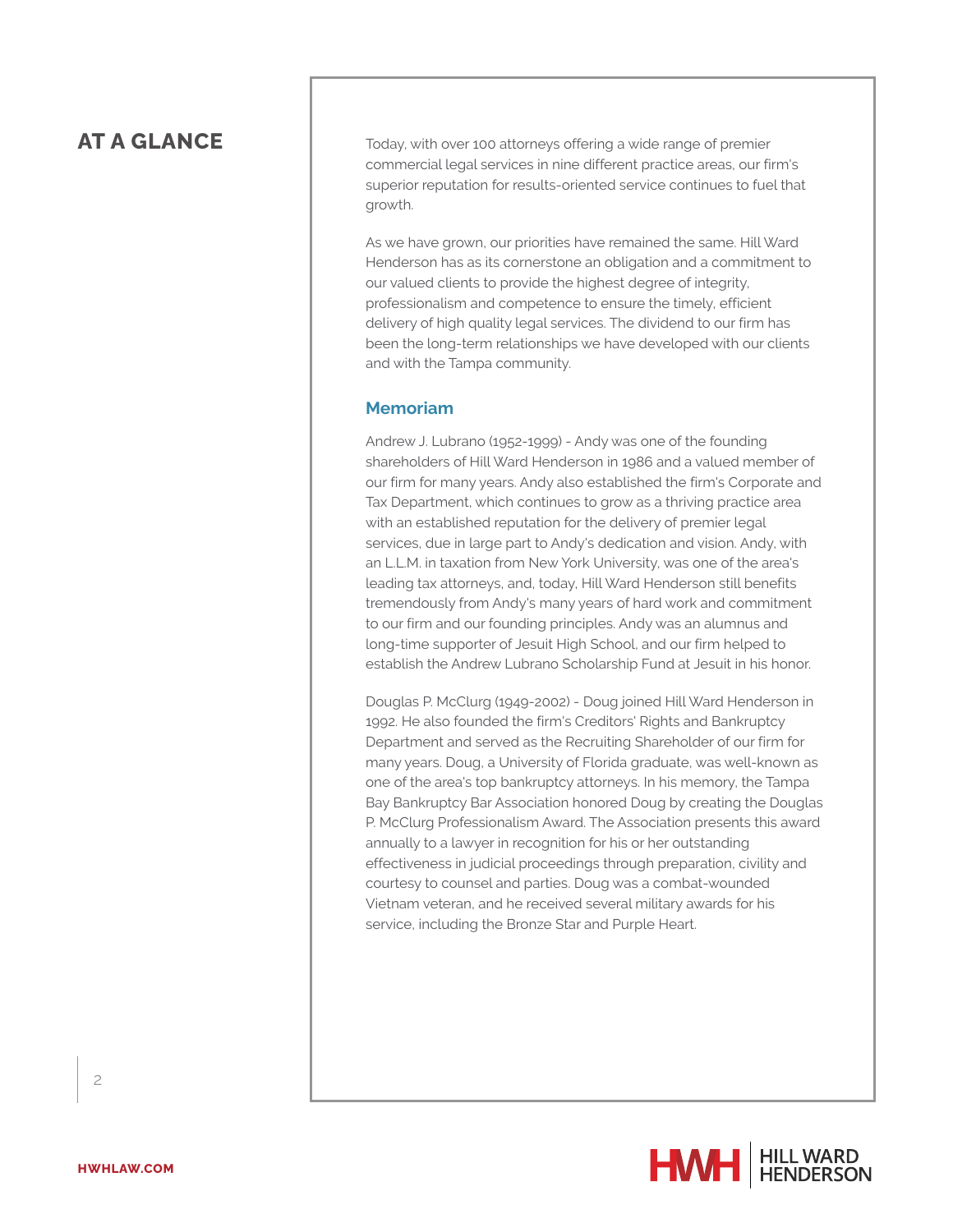## AT A GLANCE

Today, with over 100 attorneys offering a wide range of premier commercial legal services in nine different practice areas, our firm's superior reputation for results-oriented service continues to fuel that growth.

As we have grown, our priorities have remained the same. Hill Ward Henderson has as its cornerstone an obligation and a commitment to our valued clients to provide the highest degree of integrity, professionalism and competence to ensure the timely, efficient delivery of high quality legal services. The dividend to our firm has been the long-term relationships we have developed with our clients and with the Tampa community.

### Memoriam

Andrew J. Lubrano (1952-1999) - Andy was one of the founding shareholders of Hill Ward Henderson in 1986 and a valued member of our firm for many years. Andy also established the firm's Corporate and Tax Department, which continues to grow as a thriving practice area with an established reputation for the delivery of premier legal services, due in large part to Andy's dedication and vision. Andy, with an L.L.M. in taxation from New York University, was one of the area's leading tax attorneys, and, today, Hill Ward Henderson still benefits tremendously from Andy's many years of hard work and commitment to our firm and our founding principles. Andy was an alumnus and long-time supporter of Jesuit High School, and our firm helped to establish the Andrew Lubrano Scholarship Fund at Jesuit in his honor.

Douglas P. McClurg (1949-2002) - Doug joined Hill Ward Henderson in 1992. He also founded the firm's Creditors' Rights and Bankruptcy Department and served as the Recruiting Shareholder of our firm for many years. Doug, a University of Florida graduate, was well-known as one of the area's top bankruptcy attorneys. In his memory, the Tampa Bay Bankruptcy Bar Association honored Doug by creating the Douglas P. McClurg Professionalism Award. The Association presents this award annually to a lawyer in recognition for his or her outstanding effectiveness in judicial proceedings through preparation, civility and courtesy to counsel and parties. Doug was a combat-wounded Vietnam veteran, and he received several military awards for his service, including the Bronze Star and Purple Heart.